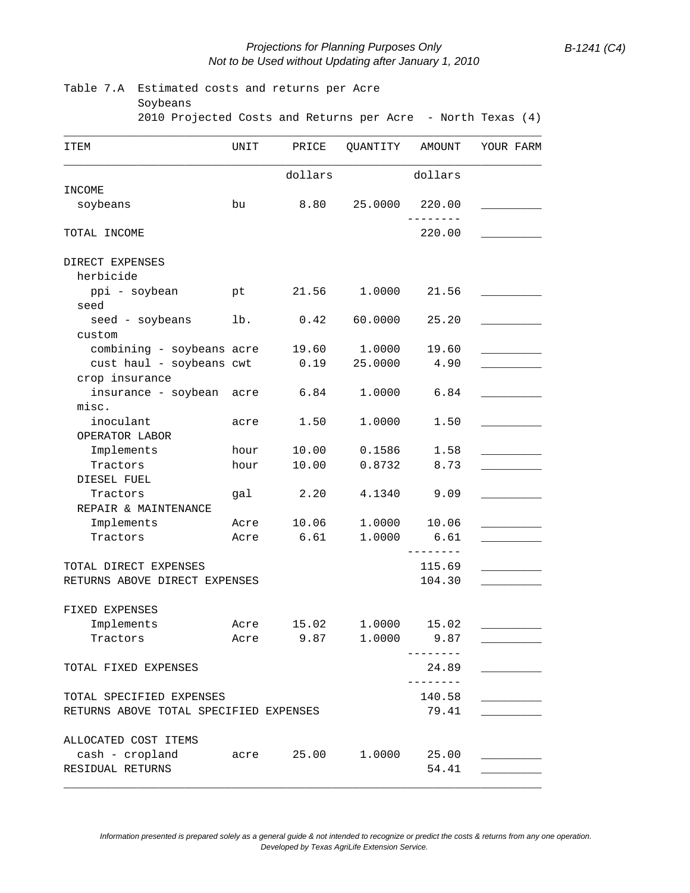*Projections for Planning Purposes Only*
*Not to be Used without Updating after January 1, 2010*

B-1241 (C4)

Table 7.A Estimated costs and returns per Acre
Soybeans
2010 Projected Costs and Returns per Acre - North Texas (4)

| ITEM | UNIT | PRICE | QUANTITY | AMOUNT | YOUR FARM |
|---|---|---|---|---|---|
| | | dollars | | dollars | |
| INCOME | | | | | |
| soybeans | bu | 8.80 | 25.0000 | 220.00 | _________ |
| | | | | -------- | |
| TOTAL INCOME | | | | 220.00 | _________ |
| DIRECT EXPENSES | | | | | |
| herbicide | | | | | |
| ppi - soybean | pt | 21.56 | 1.0000 | 21.56 | _________ |
| seed | | | | | |
| seed - soybeans | lb. | 0.42 | 60.0000 | 25.20 | _________ |
| custom | | | | | |
| combining - soybeans | acre | 19.60 | 1.0000 | 19.60 | _________ |
| cust haul - soybeans | cwt | 0.19 | 25.0000 | 4.90 | _________ |
| crop insurance | | | | | |
| insurance - soybean | acre | 6.84 | 1.0000 | 6.84 | _________ |
| misc. | | | | | |
| inoculant | acre | 1.50 | 1.0000 | 1.50 | _________ |
| OPERATOR LABOR | | | | | |
| Implements | hour | 10.00 | 0.1586 | 1.58 | _________ |
| Tractors | hour | 10.00 | 0.8732 | 8.73 | _________ |
| DIESEL FUEL | | | | | |
| Tractors | gal | 2.20 | 4.1340 | 9.09 | _________ |
| REPAIR & MAINTENANCE | | | | | |
| Implements | Acre | 10.06 | 1.0000 | 10.06 | _________ |
| Tractors | Acre | 6.61 | 1.0000 | 6.61 | _________ |
| | | | | -------- | |
| TOTAL DIRECT EXPENSES | | | | 115.69 | _________ |
| RETURNS ABOVE DIRECT EXPENSES | | | | 104.30 | _________ |
| FIXED EXPENSES | | | | | |
| Implements | Acre | 15.02 | 1.0000 | 15.02 | _________ |
| Tractors | Acre | 9.87 | 1.0000 | 9.87 | _________ |
| | | | | -------- | |
| TOTAL FIXED EXPENSES | | | | 24.89 | _________ |
| | | | | -------- | |
| TOTAL SPECIFIED EXPENSES | | | | 140.58 | _________ |
| RETURNS ABOVE TOTAL SPECIFIED EXPENSES | | | | 79.41 | _________ |
| ALLOCATED COST ITEMS | | | | | |
| cash - cropland | acre | 25.00 | 1.0000 | 25.00 | _________ |
| RESIDUAL RETURNS | | | | 54.41 | _________ |

*Information presented is prepared solely as a general guide & not intended to recognize or predict the costs & returns from any one operation.*
*Developed by Texas AgriLife Extension Service.*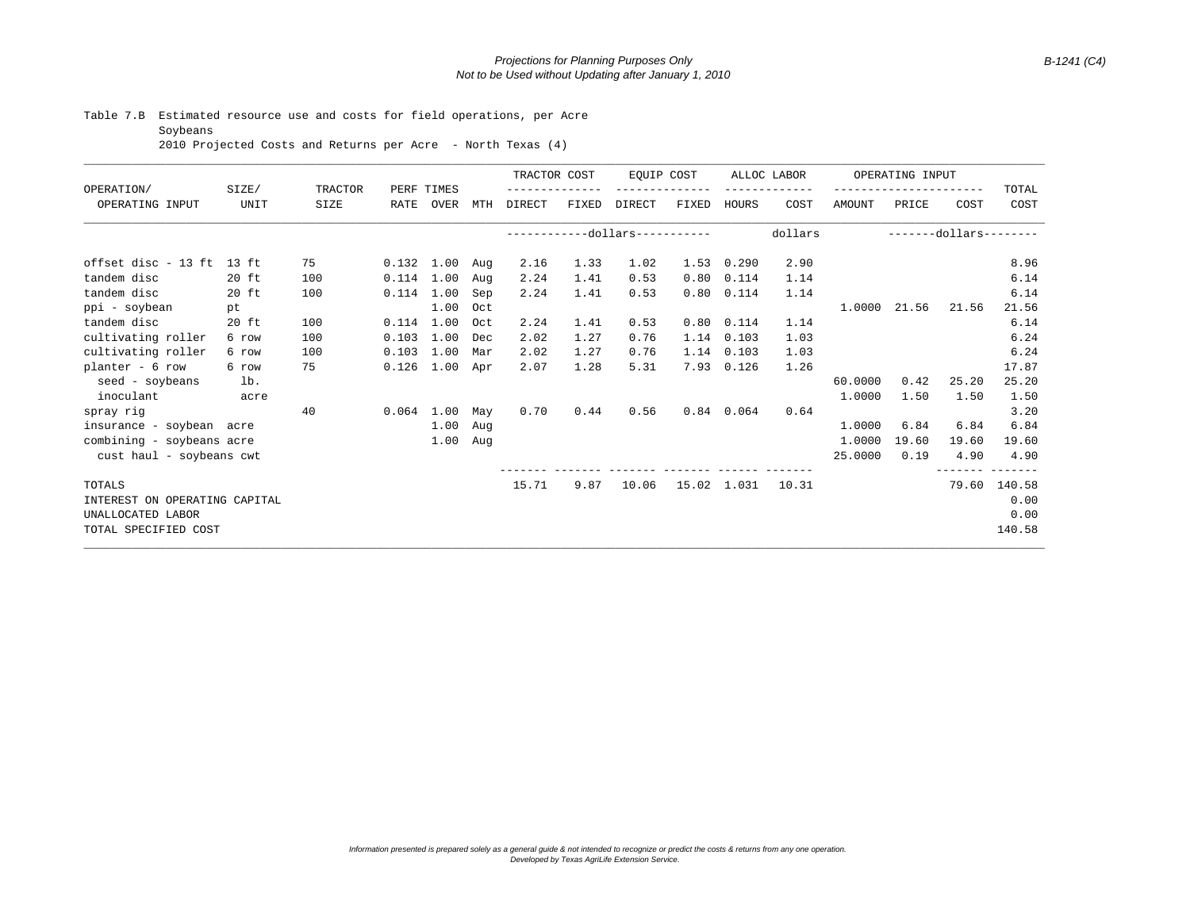*Projections for Planning Purposes Only*
*Not to be Used without Updating after January 1, 2010*

Table 7.B Estimated resource use and costs for field operations, per Acre
Soybeans
2010 Projected Costs and Returns per Acre - North Texas (4)

| OPERATION/ OPERATING INPUT | SIZE/ UNIT | TRACTOR SIZE | PERF RATE | TIMES OVER | MTH | TRACTOR COST DIRECT | TRACTOR COST FIXED | EQUIP COST DIRECT | EQUIP COST FIXED | ALLOC LABOR HOURS | ALLOC LABOR COST | OPERATING INPUT AMOUNT | OPERATING INPUT PRICE | OPERATING INPUT COST | TOTAL COST |
|---|---|---|---|---|---|---|---|---|---|---|---|---|---|---|---|
| | | | | | | ------------dollars----------- | | | | | dollars | | -------dollars-------- | | |
| offset disc - 13 ft | 13 ft | 75 | 0.132 | 1.00 | Aug | 2.16 | 1.33 | 1.02 | 1.53 | 0.290 | 2.90 | | | | 8.96 |
| tandem disc | 20 ft | 100 | 0.114 | 1.00 | Aug | 2.24 | 1.41 | 0.53 | 0.80 | 0.114 | 1.14 | | | | 6.14 |
| tandem disc | 20 ft | 100 | 0.114 | 1.00 | Sep | 2.24 | 1.41 | 0.53 | 0.80 | 0.114 | 1.14 | | | | 6.14 |
| ppi - soybean | pt | | | 1.00 | Oct | | | | | | | 1.0000 | 21.56 | 21.56 | 21.56 |
| tandem disc | 20 ft | 100 | 0.114 | 1.00 | Oct | 2.24 | 1.41 | 0.53 | 0.80 | 0.114 | 1.14 | | | | 6.14 |
| cultivating roller | 6 row | 100 | 0.103 | 1.00 | Dec | 2.02 | 1.27 | 0.76 | 1.14 | 0.103 | 1.03 | | | | 6.24 |
| cultivating roller | 6 row | 100 | 0.103 | 1.00 | Mar | 2.02 | 1.27 | 0.76 | 1.14 | 0.103 | 1.03 | | | | 6.24 |
| planter - 6 row | 6 row | 75 | 0.126 | 1.00 | Apr | 2.07 | 1.28 | 5.31 | 7.93 | 0.126 | 1.26 | | | | 17.87 |
| seed - soybeans | lb. | | | | | | | | | | | 60.0000 | 0.42 | 25.20 | 25.20 |
| inoculant | acre | | | | | | | | | | | 1.0000 | 1.50 | 1.50 | 1.50 |
| spray rig | | 40 | 0.064 | 1.00 | May | 0.70 | 0.44 | 0.56 | 0.84 | 0.064 | 0.64 | | | | 3.20 |
| insurance - soybean | acre | | | 1.00 | Aug | | | | | | | 1.0000 | 6.84 | 6.84 | 6.84 |
| combining - soybeans | acre | | | 1.00 | Aug | | | | | | | 1.0000 | 19.60 | 19.60 | 19.60 |
| cust haul - soybeans | cwt | | | | | | | | | | | 25.0000 | 0.19 | 4.90 | 4.90 |
| TOTALS | | | | | | 15.71 | 9.87 | 10.06 | 15.02 | 1.031 | 10.31 | | | 79.60 | 140.58 |
| INTEREST ON OPERATING CAPITAL | | | | | | | | | | | | | | | 0.00 |
| UNALLOCATED LABOR | | | | | | | | | | | | | | | 0.00 |
| TOTAL SPECIFIED COST | | | | | | | | | | | | | | | 140.58 |

*Information presented is prepared solely as a general guide & not intended to recognize or predict the costs & returns from any one operation.*
*Developed by Texas AgriLife Extension Service.*